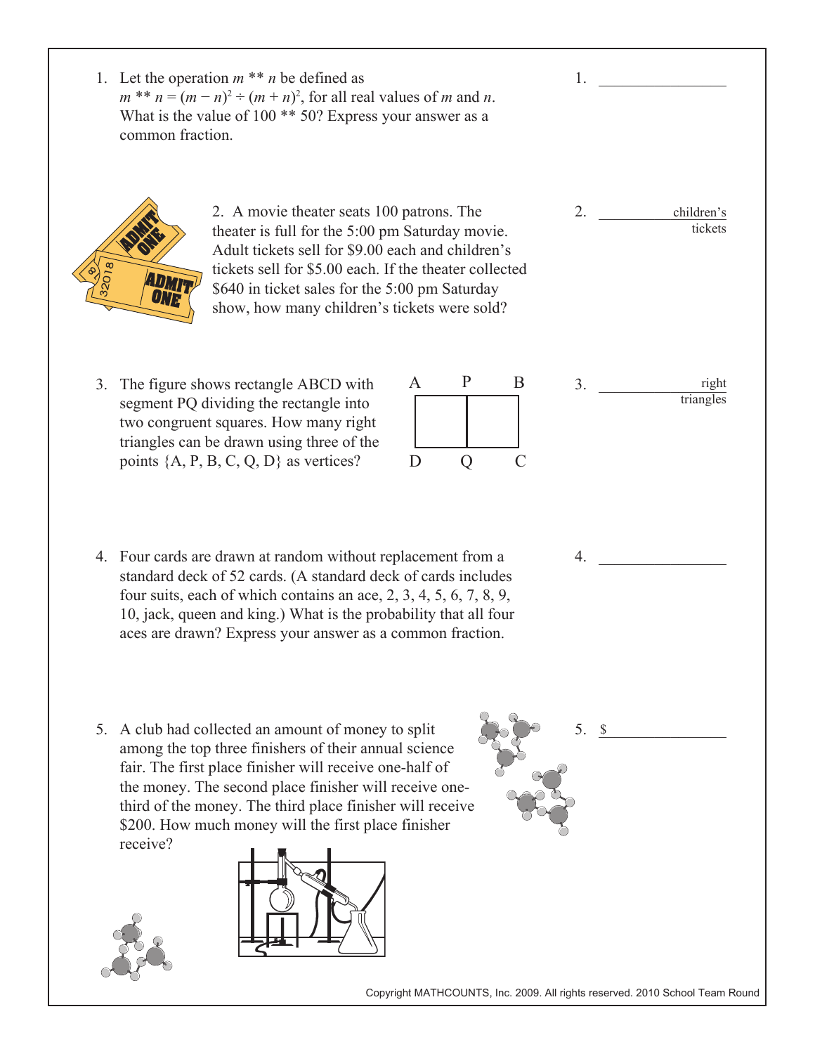1. Let the operation $m ** n$ be defined as $m ** n = (m - n)^2 \div (m + n)^2$, for all real values of $m$ and $n$. What is the value of $100 ** 50$? Express your answer as a common fraction.

1. ______________

2. A movie theater seats 100 patrons. The theater is full for the 5:00 pm Saturday movie. Adult tickets sell for $9.00 each and children's tickets sell for $5.00 each. If the theater collected $640 in ticket sales for the 5:00 pm Saturday show, how many children's tickets were sold?

2. ______________ children's tickets

3. The figure shows rectangle ABCD with segment PQ dividing the rectangle into two congruent squares. How many right triangles can be drawn using three of the points {A, P, B, C, Q, D} as vertices?

3. ______________ right triangles

4. Four cards are drawn at random without replacement from a standard deck of 52 cards. (A standard deck of cards includes four suits, each of which contains an ace, 2, 3, 4, 5, 6, 7, 8, 9, 10, jack, queen and king.) What is the probability that all four aces are drawn? Express your answer as a common fraction.

4. ______________

5. A club had collected an amount of money to split among the top three finishers of their annual science fair. The first place finisher will receive one-half of the money. The second place finisher will receive one-third of the money. The third place finisher will receive $200. How much money will the first place finisher receive?

5. $ ______________

Copyright MATHCOUNTS, Inc. 2009. All rights reserved. 2010 School Team Round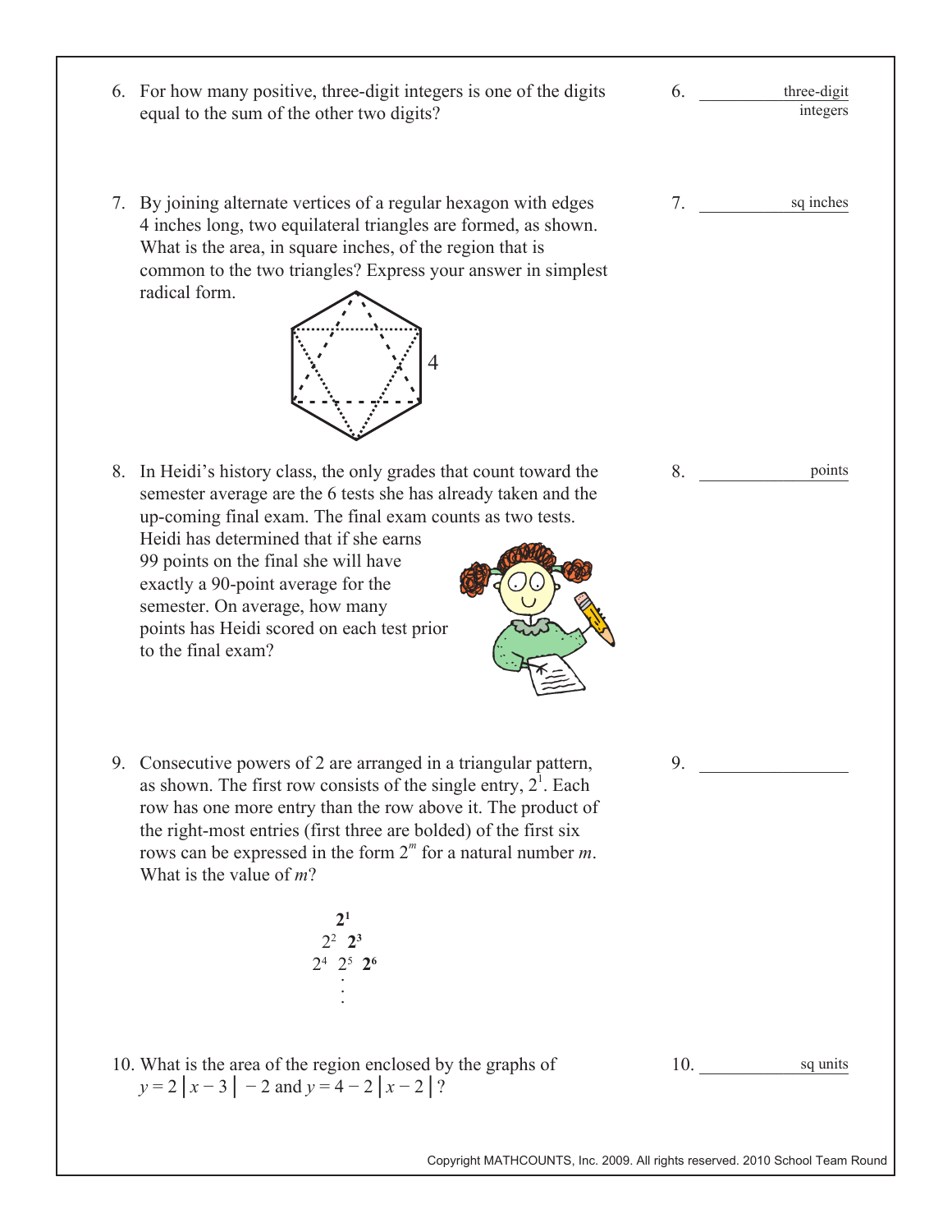6. For how many positive, three-digit integers is one of the digits equal to the sum of the other two digits?

6. ____________ three-digit integers

7. By joining alternate vertices of a regular hexagon with edges 4 inches long, two equilateral triangles are formed, as shown. What is the area, in square inches, of the region that is common to the two triangles? Express your answer in simplest radical form.

4

7. ____________ sq inches

8. In Heidi's history class, the only grades that count toward the semester average are the 6 tests she has already taken and the up-coming final exam. The final exam counts as two tests. Heidi has determined that if she earns 99 points on the final she will have exactly a 90-point average for the semester. On average, how many points has Heidi scored on each test prior to the final exam?

8. ____________ points

9. Consecutive powers of 2 are arranged in a triangular pattern, as shown. The first row consists of the single entry, $2^1$. Each row has one more entry than the row above it. The product of the right-most entries (first three are bolded) of the first six rows can be expressed in the form $2^m$ for a natural number $m$. What is the value of $m$?

$$\mathbf{2^1}$$
$$2^2 \quad \mathbf{2^3}$$
$$2^4 \quad 2^5 \quad \mathbf{2^6}$$
$$\vdots$$

9. ____________

10. What is the area of the region enclosed by the graphs of $y = 2|x - 3| - 2$ and $y = 4 - 2|x - 2|$?

10. ____________ sq units

Copyright MATHCOUNTS, Inc. 2009. All rights reserved. 2010 School Team Round